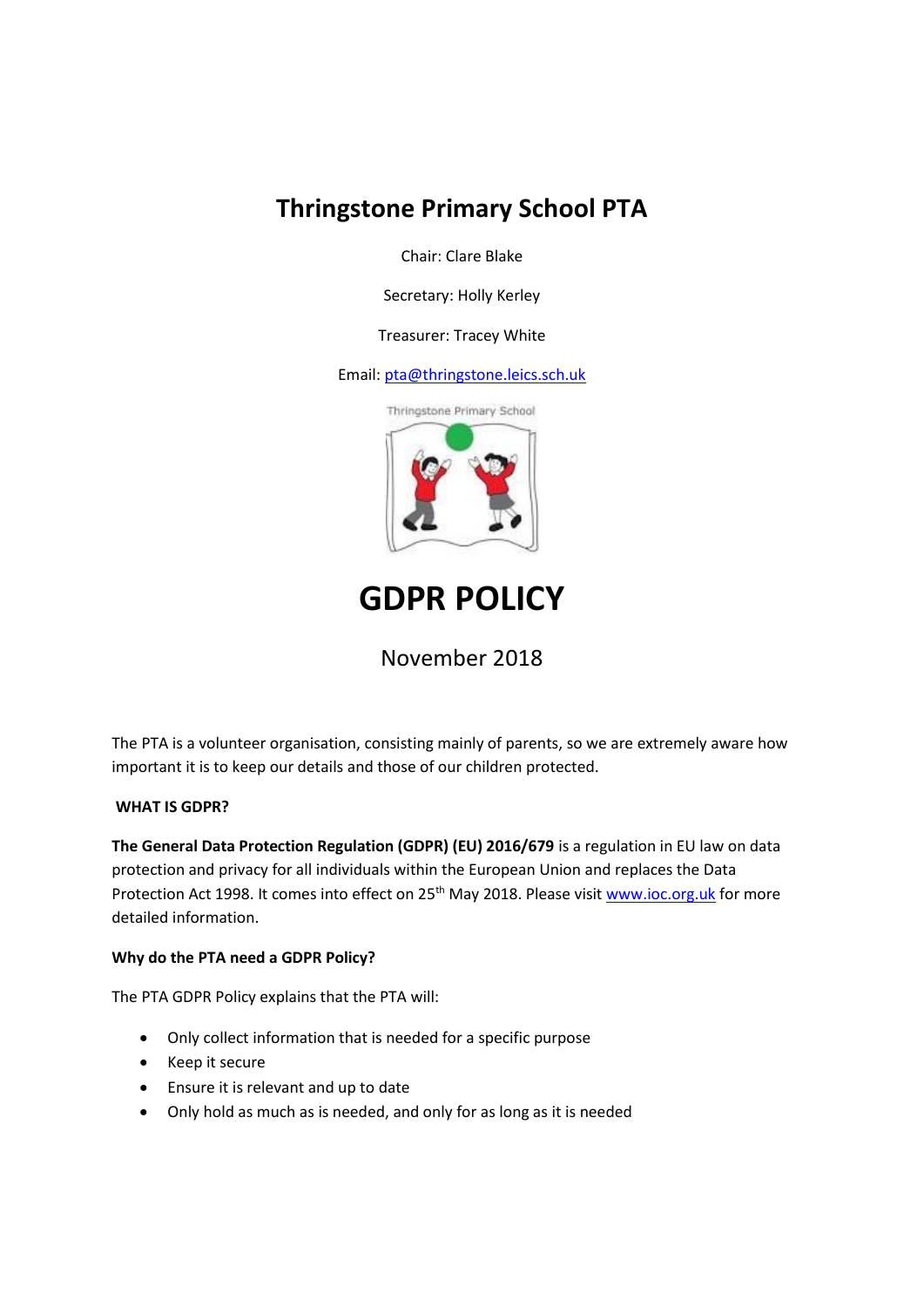# Thringstone Primary School PTA

Chair: Clare Blake

Secretary: Holly Kerley

Treasurer: Tracey White

Email: pta@thringstone.leics.sch.uk

# GDPR POLICY

November 2018

The PTA is a volunteer organisation, consisting mainly of parents, so we are extremely aware how important it is to keep our details and those of our children protected.

**WHAT IS GDPR?**

**The General Data Protection Regulation (GDPR) (EU) 2016/679** is a regulation in EU law on data protection and privacy for all individuals within the European Union and replaces the Data Protection Act 1998. It comes into effect on 25th May 2018. Please visit www.ioc.org.uk for more detailed information.

**Why do the PTA need a GDPR Policy?**

The PTA GDPR Policy explains that the PTA will:

- Only collect information that is needed for a specific purpose
- Keep it secure
- Ensure it is relevant and up to date
- Only hold as much as is needed, and only for as long as it is needed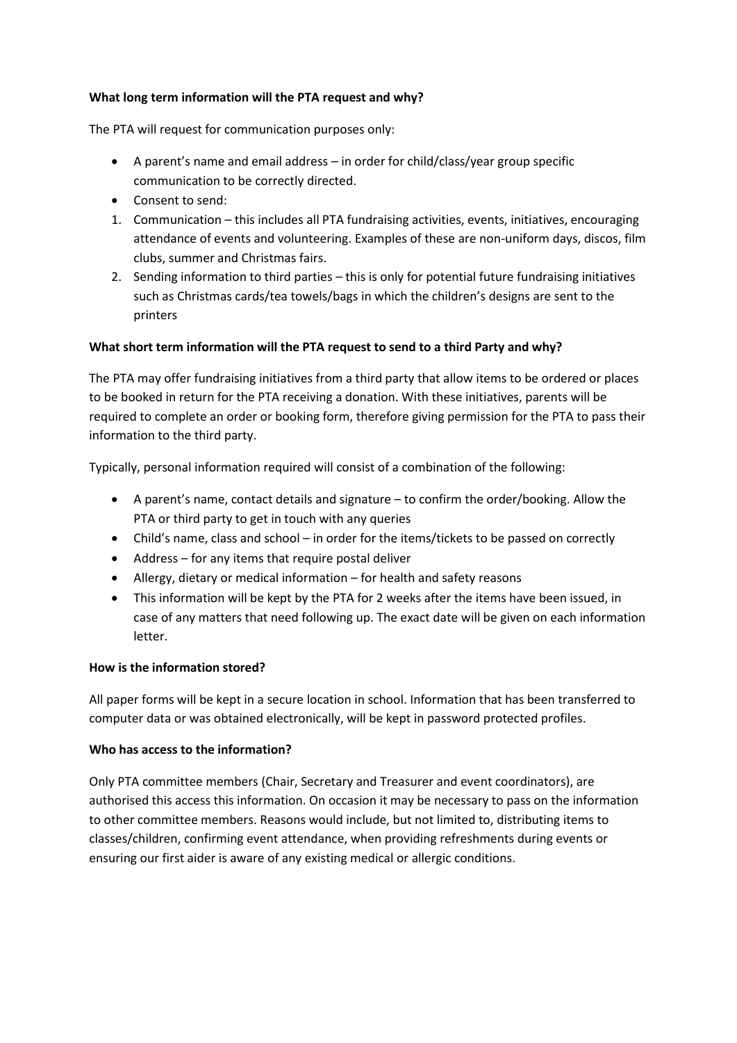**What long term information will the PTA request and why?**

The PTA will request for communication purposes only:

- A parent's name and email address – in order for child/class/year group specific communication to be correctly directed.
- Consent to send:

1. Communication – this includes all PTA fundraising activities, events, initiatives, encouraging attendance of events and volunteering. Examples of these are non-uniform days, discos, film clubs, summer and Christmas fairs.
2. Sending information to third parties – this is only for potential future fundraising initiatives such as Christmas cards/tea towels/bags in which the children's designs are sent to the printers

**What short term information will the PTA request to send to a third Party and why?**

The PTA may offer fundraising initiatives from a third party that allow items to be ordered or places to be booked in return for the PTA receiving a donation. With these initiatives, parents will be required to complete an order or booking form, therefore giving permission for the PTA to pass their information to the third party.

Typically, personal information required will consist of a combination of the following:

- A parent's name, contact details and signature – to confirm the order/booking. Allow the PTA or third party to get in touch with any queries
- Child's name, class and school – in order for the items/tickets to be passed on correctly
- Address – for any items that require postal deliver
- Allergy, dietary or medical information – for health and safety reasons
- This information will be kept by the PTA for 2 weeks after the items have been issued, in case of any matters that need following up. The exact date will be given on each information letter.

**How is the information stored?**

All paper forms will be kept in a secure location in school. Information that has been transferred to computer data or was obtained electronically, will be kept in password protected profiles.

**Who has access to the information?**

Only PTA committee members (Chair, Secretary and Treasurer and event coordinators), are authorised this access this information. On occasion it may be necessary to pass on the information to other committee members. Reasons would include, but not limited to, distributing items to classes/children, confirming event attendance, when providing refreshments during events or ensuring our first aider is aware of any existing medical or allergic conditions.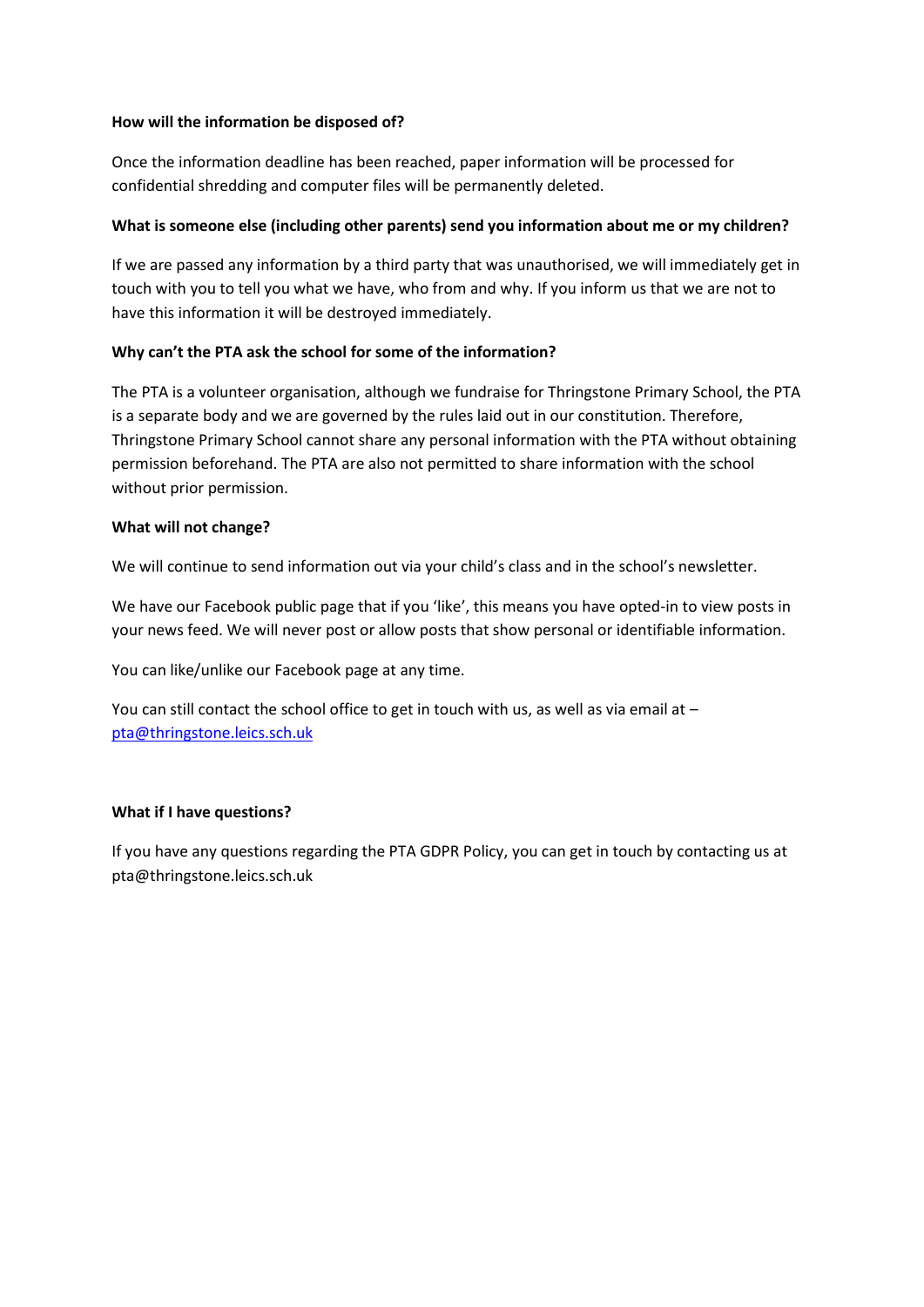**How will the information be disposed of?**

Once the information deadline has been reached, paper information will be processed for confidential shredding and computer files will be permanently deleted.

**What is someone else (including other parents) send you information about me or my children?**

If we are passed any information by a third party that was unauthorised, we will immediately get in touch with you to tell you what we have, who from and why. If you inform us that we are not to have this information it will be destroyed immediately.

**Why can't the PTA ask the school for some of the information?**

The PTA is a volunteer organisation, although we fundraise for Thringstone Primary School, the PTA is a separate body and we are governed by the rules laid out in our constitution. Therefore, Thringstone Primary School cannot share any personal information with the PTA without obtaining permission beforehand. The PTA are also not permitted to share information with the school without prior permission.

**What will not change?**

We will continue to send information out via your child's class and in the school's newsletter.

We have our Facebook public page that if you 'like', this means you have opted-in to view posts in your news feed. We will never post or allow posts that show personal or identifiable information.

You can like/unlike our Facebook page at any time.

You can still contact the school office to get in touch with us, as well as via email at – [pta@thringstone.leics.sch.uk](mailto:pta@thringstone.leics.sch.uk)

**What if I have questions?**

If you have any questions regarding the PTA GDPR Policy, you can get in touch by contacting us at pta@thringstone.leics.sch.uk